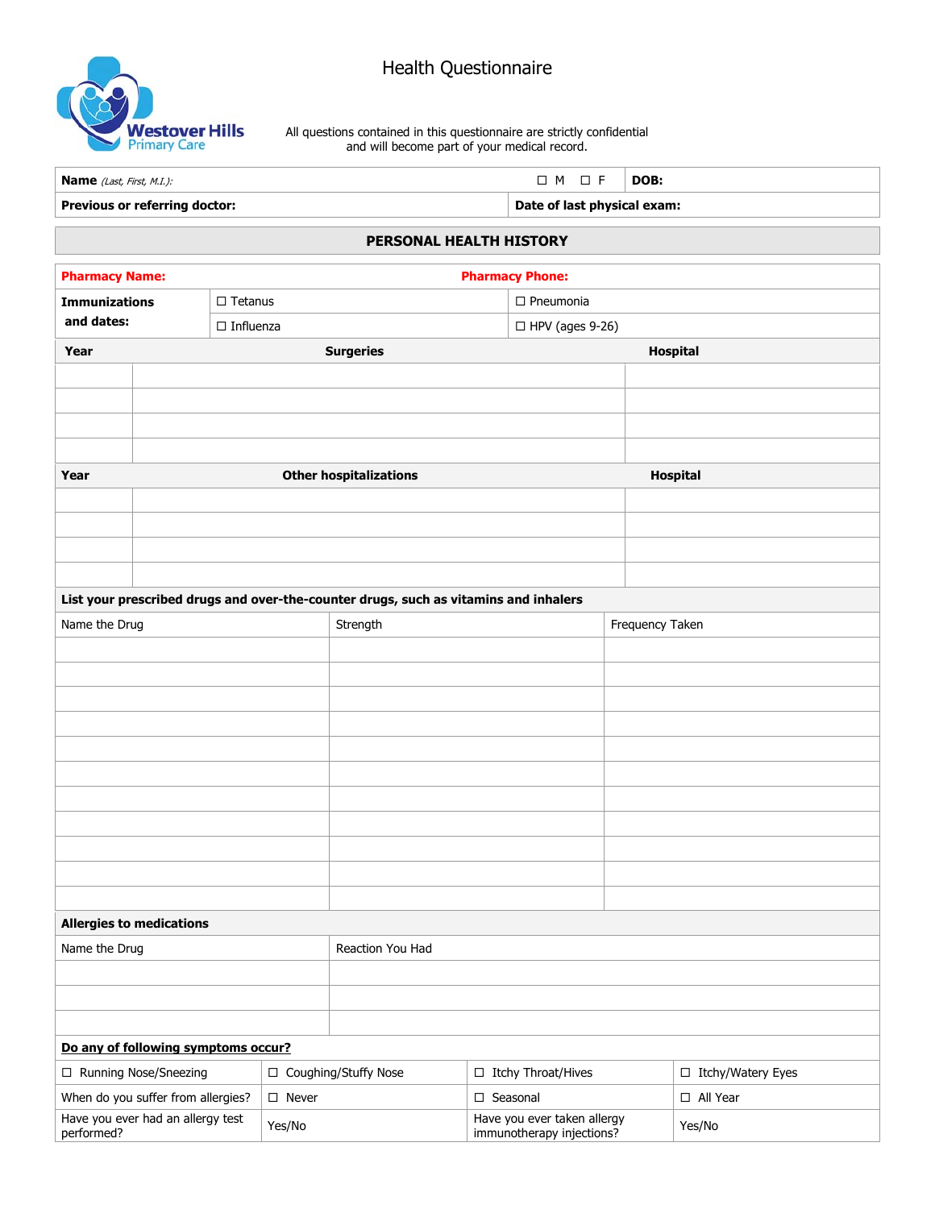Westover Hills Primary Care

# Health Questionnaire

All questions contained in this questionnaire are strictly confidential and will become part of your medical record.

| **Name** *(Last, First, M.I.):* | ☐ M ☐ F | **DOB:** |
|---|---|---|
| **Previous or referring doctor:** | **Date of last physical exam:** | |

## PERSONAL HEALTH HISTORY

| **Pharmacy Name:** | | **Pharmacy Phone:** |
|---|---|---|
| **Immunizations and dates:** | ☐ Tetanus | ☐ Pneumonia |
| | ☐ Influenza | ☐ HPV (ages 9-26) |

| **Year** | **Surgeries** | **Hospital** |
|---|---|---|
| | | |
| | | |
| | | |
| | | |

| **Year** | **Other hospitalizations** | **Hospital** |
|---|---|---|
| | | |
| | | |
| | | |
| | | |

**List your prescribed drugs and over-the-counter drugs, such as vitamins and inhalers**

| Name the Drug | Strength | Frequency Taken |
|---|---|---|
| | | |
| | | |
| | | |
| | | |
| | | |
| | | |
| | | |
| | | |
| | | |
| | | |
| | | |

**Allergies to medications**

| Name the Drug | Reaction You Had |
|---|---|
| | |
| | |
| | |

**<u>Do any of following symptoms occur?</u>**

| ☐ Running Nose/Sneezing | ☐ Coughing/Stuffy Nose | ☐ Itchy Throat/Hives | ☐ Itchy/Watery Eyes |
|---|---|---|---|
| When do you suffer from allergies? | ☐ Never | ☐ Seasonal | ☐ All Year |
| Have you ever had an allergy test performed? | Yes/No | Have you ever taken allergy immunotherapy injections? | Yes/No |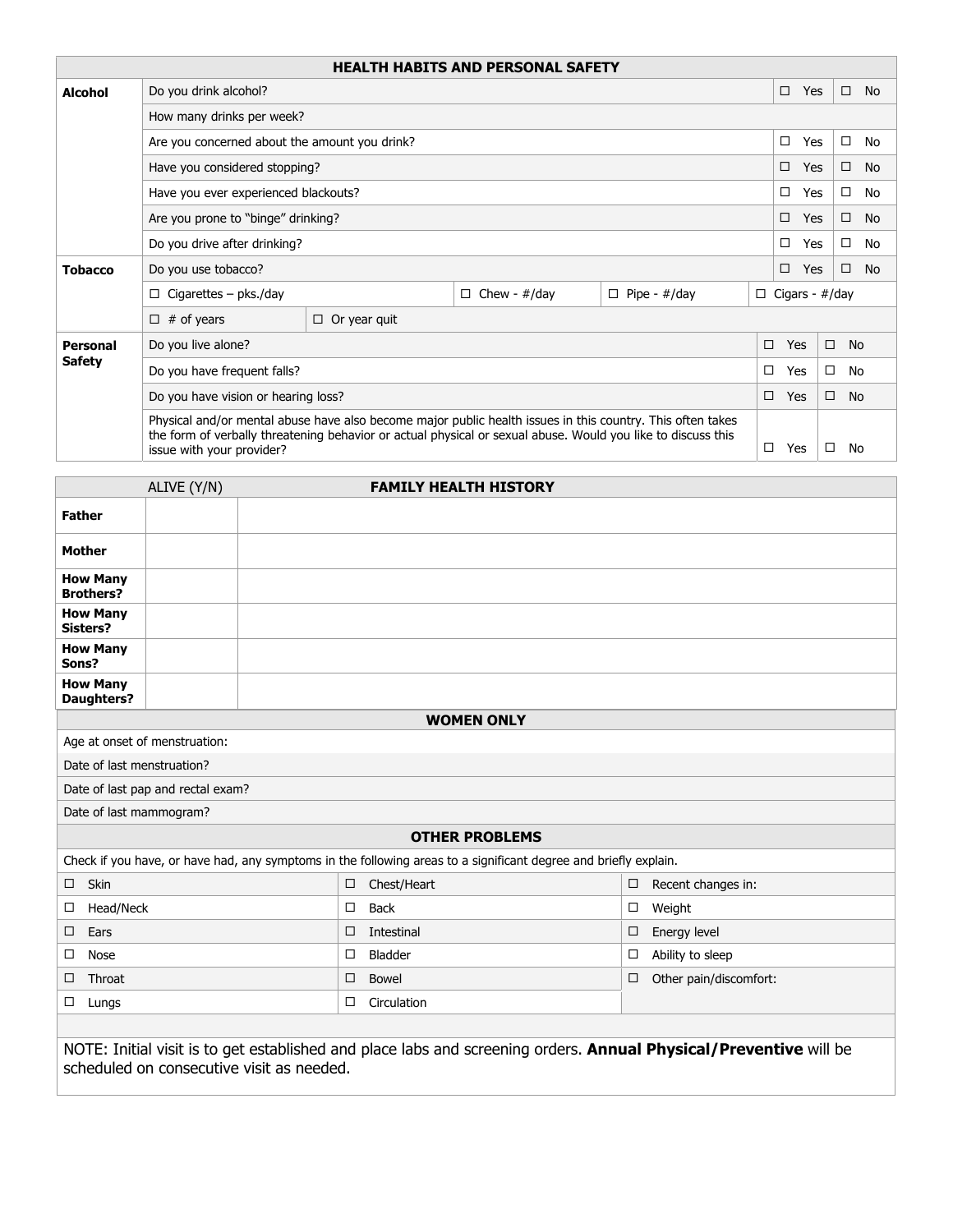## HEALTH HABITS AND PERSONAL SAFETY

| | | | | | |
|---|---|---|---|---|---|
| **Alcohol** | Do you drink alcohol? | | | ☐ Yes | ☐ No |
| | How many drinks per week? | | | | |
| | Are you concerned about the amount you drink? | | | ☐ Yes | ☐ No |
| | Have you considered stopping? | | | ☐ Yes | ☐ No |
| | Have you ever experienced blackouts? | | | ☐ Yes | ☐ No |
| | Are you prone to "binge" drinking? | | | ☐ Yes | ☐ No |
| | Do you drive after drinking? | | | ☐ Yes | ☐ No |
| **Tobacco** | Do you use tobacco? | | | ☐ Yes | ☐ No |
| | ☐ Cigarettes – pks./day | ☐ Chew - #/day | ☐ Pipe - #/day | ☐ Cigars - #/day | |
| | ☐ # of years | ☐ Or year quit | | | |
| **Personal Safety** | Do you live alone? | | | ☐ Yes | ☐ No |
| | Do you have frequent falls? | | | ☐ Yes | ☐ No |
| | Do you have vision or hearing loss? | | | ☐ Yes | ☐ No |
| | Physical and/or mental abuse have also become major public health issues in this country. This often takes the form of verbally threatening behavior or actual physical or sexual abuse. Would you like to discuss this issue with your provider? | | | ☐ Yes | ☐ No |

## FAMILY HEALTH HISTORY

| | ALIVE (Y/N) | |
|---|---|---|
| **Father** | | |
| **Mother** | | |
| **How Many Brothers?** | | |
| **How Many Sisters?** | | |
| **How Many Sons?** | | |
| **How Many Daughters?** | | |

## WOMEN ONLY

Age at onset of menstruation:

Date of last menstruation?

Date of last pap and rectal exam?

Date of last mammogram?

## OTHER PROBLEMS

Check if you have, or have had, any symptoms in the following areas to a significant degree and briefly explain.

| | | |
|---|---|---|
| ☐ Skin | ☐ Chest/Heart | ☐ Recent changes in: |
| ☐ Head/Neck | ☐ Back | ☐ Weight |
| ☐ Ears | ☐ Intestinal | ☐ Energy level |
| ☐ Nose | ☐ Bladder | ☐ Ability to sleep |
| ☐ Throat | ☐ Bowel | ☐ Other pain/discomfort: |
| ☐ Lungs | ☐ Circulation | |

NOTE: Initial visit is to get established and place labs and screening orders. **Annual Physical/Preventive** will be scheduled on consecutive visit as needed.